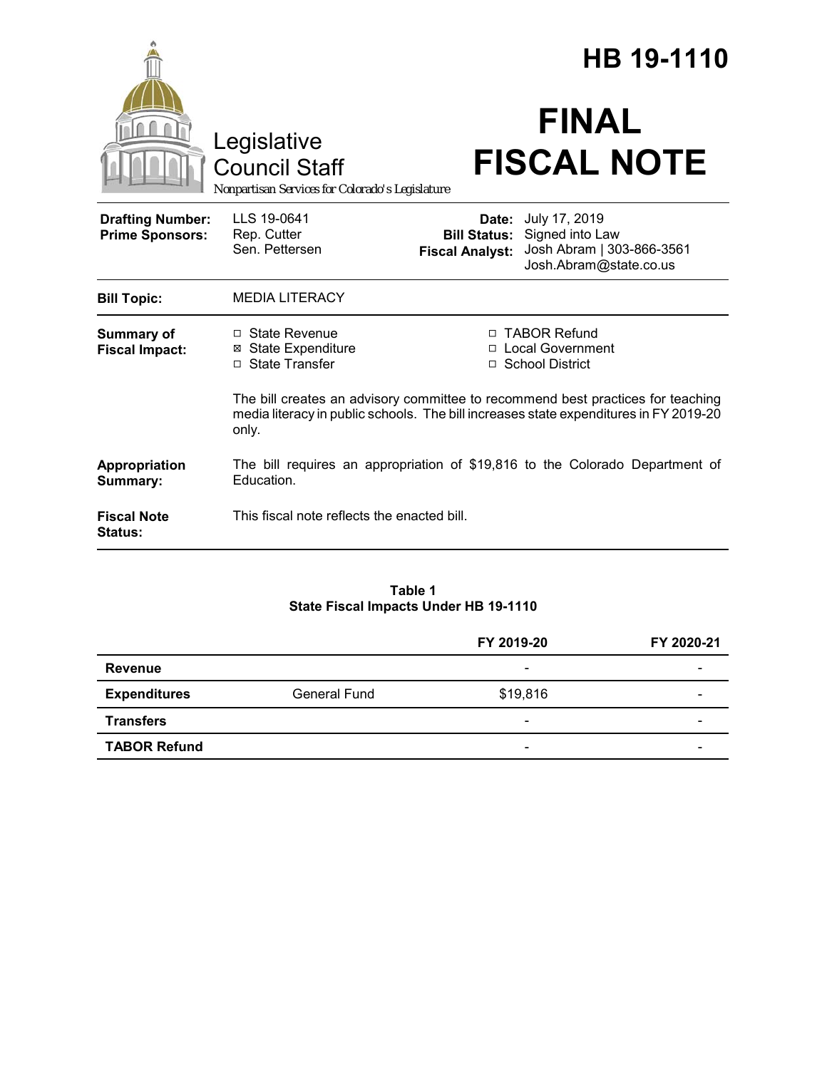# HB 19-1110

Legislative Council Staff

*Nonpartisan Services for Colorado's Legislature*

# FINAL FISCAL NOTE

| | | | |
|---|---|---|---|
| **Drafting Number:** | LLS 19-0641 | **Date:** | July 17, 2019 |
| **Prime Sponsors:** | Rep. Cutter<br>Sen. Pettersen | **Bill Status:** | Signed into Law |
| | | **Fiscal Analyst:** | Josh Abram \| 303-866-3561<br>Josh.Abram@state.co.us |

**Bill Topic:** MEDIA LITERACY

**Summary of Fiscal Impact:**

- ☐ State Revenue
- ☒ State Expenditure
- ☐ State Transfer
- ☐ TABOR Refund
- ☐ Local Government
- ☐ School District

The bill creates an advisory committee to recommend best practices for teaching media literacy in public schools. The bill increases state expenditures in FY 2019-20 only.

**Appropriation Summary:** The bill requires an appropriation of $19,816 to the Colorado Department of Education.

**Fiscal Note Status:** This fiscal note reflects the enacted bill.

**Table 1**
**State Fiscal Impacts Under HB 19-1110**

| | | FY 2019-20 | FY 2020-21 |
|---|---|---|---|
| **Revenue** | | - | - |
| **Expenditures** | General Fund | $19,816 | - |
| **Transfers** | | - | - |
| **TABOR Refund** | | - | - |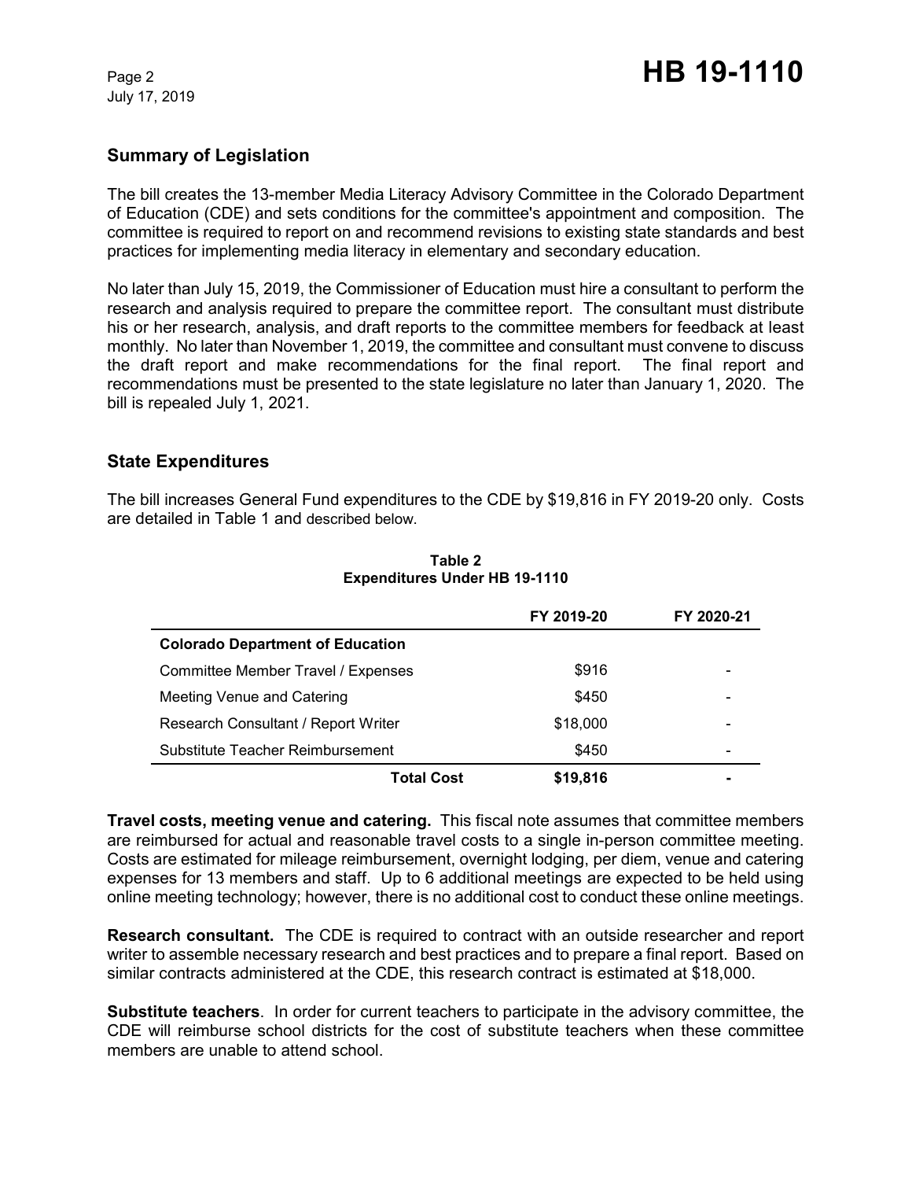## Summary of Legislation

The bill creates the 13-member Media Literacy Advisory Committee in the Colorado Department of Education (CDE) and sets conditions for the committee's appointment and composition. The committee is required to report on and recommend revisions to existing state standards and best practices for implementing media literacy in elementary and secondary education.

No later than July 15, 2019, the Commissioner of Education must hire a consultant to perform the research and analysis required to prepare the committee report. The consultant must distribute his or her research, analysis, and draft reports to the committee members for feedback at least monthly. No later than November 1, 2019, the committee and consultant must convene to discuss the draft report and make recommendations for the final report. The final report and recommendations must be presented to the state legislature no later than January 1, 2020. The bill is repealed July 1, 2021.

## State Expenditures

The bill increases General Fund expenditures to the CDE by $19,816 in FY 2019-20 only. Costs are detailed in Table 1 and described below.

**Table 2**
**Expenditures Under HB 19-1110**

| | FY 2019-20 | FY 2020-21 |
|---|---|---|
| **Colorado Department of Education** | | |
| Committee Member Travel / Expenses | $916 | - |
| Meeting Venue and Catering | $450 | - |
| Research Consultant / Report Writer | $18,000 | - |
| Substitute Teacher Reimbursement | $450 | - |
| **Total Cost** | **$19,816** | **-** |

**Travel costs, meeting venue and catering.** This fiscal note assumes that committee members are reimbursed for actual and reasonable travel costs to a single in-person committee meeting. Costs are estimated for mileage reimbursement, overnight lodging, per diem, venue and catering expenses for 13 members and staff. Up to 6 additional meetings are expected to be held using online meeting technology; however, there is no additional cost to conduct these online meetings.

**Research consultant.** The CDE is required to contract with an outside researcher and report writer to assemble necessary research and best practices and to prepare a final report. Based on similar contracts administered at the CDE, this research contract is estimated at $18,000.

**Substitute teachers**. In order for current teachers to participate in the advisory committee, the CDE will reimburse school districts for the cost of substitute teachers when these committee members are unable to attend school.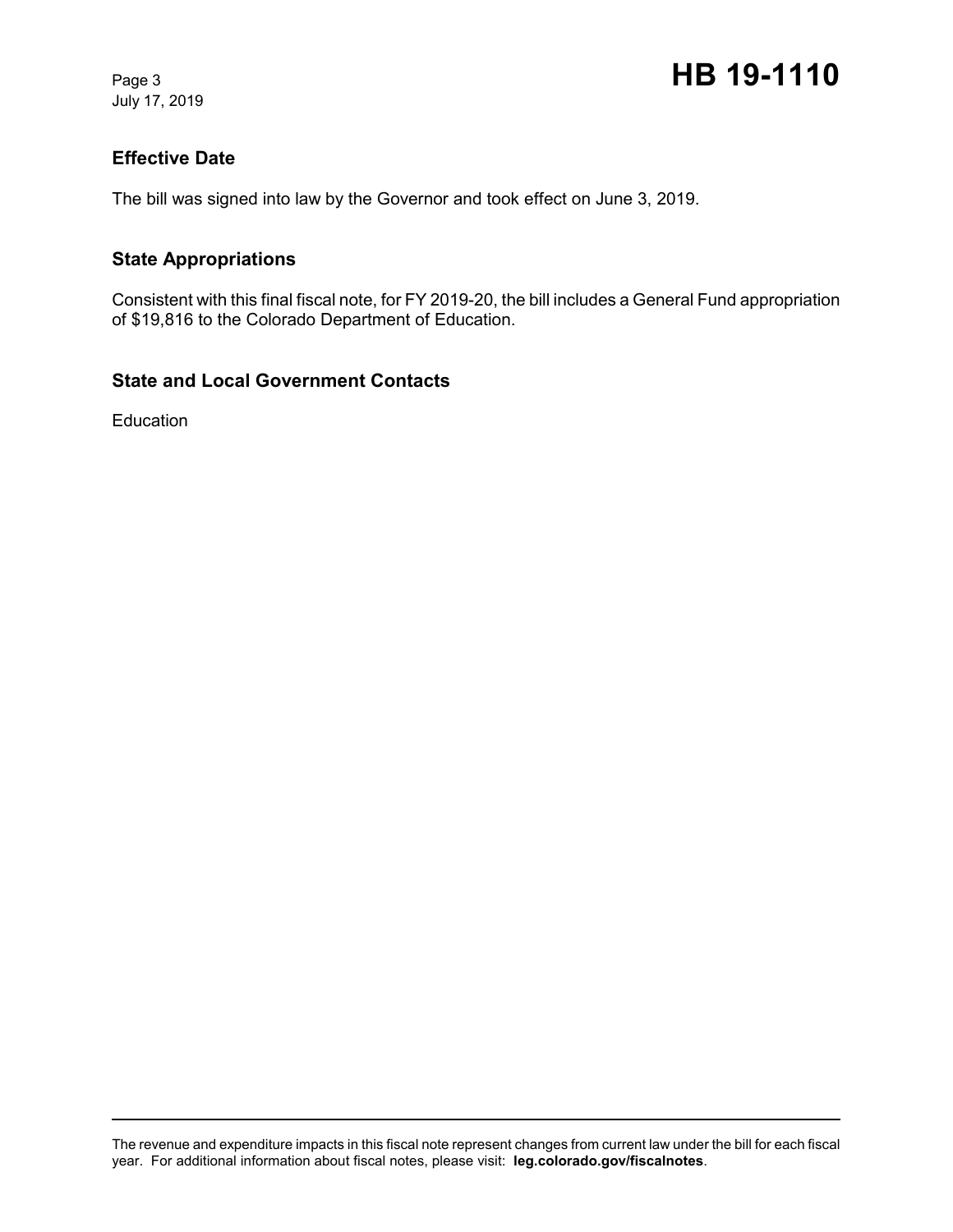## Effective Date

The bill was signed into law by the Governor and took effect on June 3, 2019.

## State Appropriations

Consistent with this final fiscal note, for FY 2019-20, the bill includes a General Fund appropriation of $19,816 to the Colorado Department of Education.

## State and Local Government Contacts

Education

The revenue and expenditure impacts in this fiscal note represent changes from current law under the bill for each fiscal year. For additional information about fiscal notes, please visit: **leg.colorado.gov/fiscalnotes**.